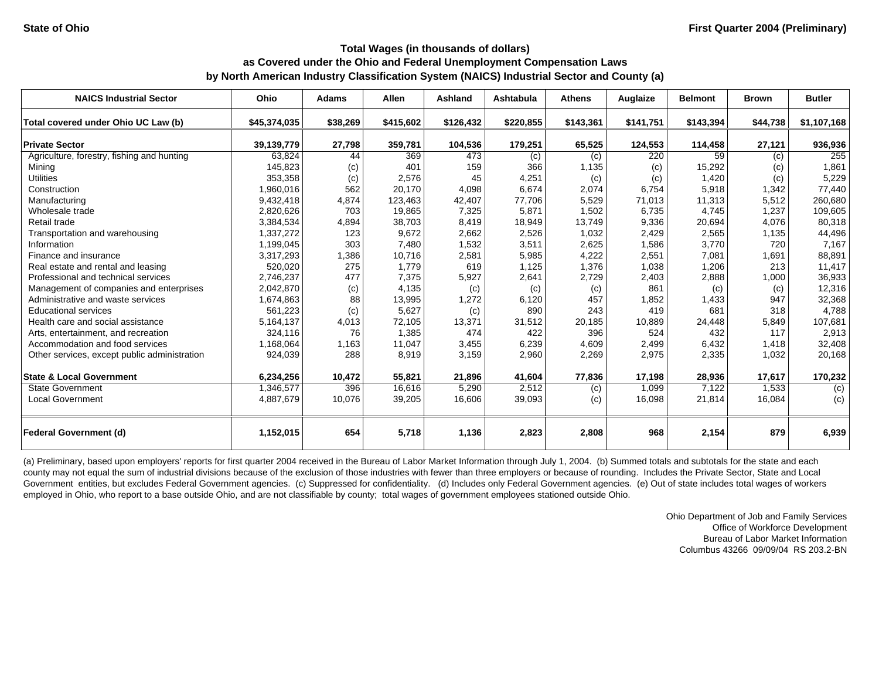State of Ohio

First Quarter 2004 (Preliminary)

## Total Wages (in thousands of dollars)
## as Covered under the Ohio and Federal Unemployment Compensation Laws
## by North American Industry Classification System (NAICS) Industrial Sector and County (a)

| NAICS Industrial Sector | Ohio | Adams | Allen | Ashland | Ashtabula | Athens | Auglaize | Belmont | Brown | Butler |
|---|---|---|---|---|---|---|---|---|---|---|
| **Total covered under Ohio UC Law (b)** | **$45,374,035** | **$38,269** | **$415,602** | **$126,432** | **$220,855** | **$143,361** | **$141,751** | **$143,394** | **$44,738** | **$1,107,168** |
| **Private Sector** | **39,139,779** | **27,798** | **359,781** | **104,536** | **179,251** | **65,525** | **124,553** | **114,458** | **27,121** | **936,936** |
| Agriculture, forestry, fishing and hunting | 63,824 | 44 | 369 | 473 | (c) | (c) | 220 | 59 | (c) | 255 |
| Mining | 145,823 | (c) | 401 | 159 | 366 | 1,135 | (c) | 15,292 | (c) | 1,861 |
| Utilities | 353,358 | (c) | 2,576 | 45 | 4,251 | (c) | (c) | 1,420 | (c) | 5,229 |
| Construction | 1,960,016 | 562 | 20,170 | 4,098 | 6,674 | 2,074 | 6,754 | 5,918 | 1,342 | 77,440 |
| Manufacturing | 9,432,418 | 4,874 | 123,463 | 42,407 | 77,706 | 5,529 | 71,013 | 11,313 | 5,512 | 260,680 |
| Wholesale trade | 2,820,626 | 703 | 19,865 | 7,325 | 5,871 | 1,502 | 6,735 | 4,745 | 1,237 | 109,605 |
| Retail trade | 3,384,534 | 4,894 | 38,703 | 8,419 | 18,949 | 13,749 | 9,336 | 20,694 | 4,076 | 80,318 |
| Transportation and warehousing | 1,337,272 | 123 | 9,672 | 2,662 | 2,526 | 1,032 | 2,429 | 2,565 | 1,135 | 44,496 |
| Information | 1,199,045 | 303 | 7,480 | 1,532 | 3,511 | 2,625 | 1,586 | 3,770 | 720 | 7,167 |
| Finance and insurance | 3,317,293 | 1,386 | 10,716 | 2,581 | 5,985 | 4,222 | 2,551 | 7,081 | 1,691 | 88,891 |
| Real estate and rental and leasing | 520,020 | 275 | 1,779 | 619 | 1,125 | 1,376 | 1,038 | 1,206 | 213 | 11,417 |
| Professional and technical services | 2,746,237 | 477 | 7,375 | 5,927 | 2,641 | 2,729 | 2,403 | 2,888 | 1,000 | 36,933 |
| Management of companies and enterprises | 2,042,870 | (c) | 4,135 | (c) | (c) | (c) | 861 | (c) | (c) | 12,316 |
| Administrative and waste services | 1,674,863 | 88 | 13,995 | 1,272 | 6,120 | 457 | 1,852 | 1,433 | 947 | 32,368 |
| Educational services | 561,223 | (c) | 5,627 | (c) | 890 | 243 | 419 | 681 | 318 | 4,788 |
| Health care and social assistance | 5,164,137 | 4,013 | 72,105 | 13,371 | 31,512 | 20,185 | 10,889 | 24,448 | 5,849 | 107,681 |
| Arts, entertainment, and recreation | 324,116 | 76 | 1,385 | 474 | 422 | 396 | 524 | 432 | 117 | 2,913 |
| Accommodation and food services | 1,168,064 | 1,163 | 11,047 | 3,455 | 6,239 | 4,609 | 2,499 | 6,432 | 1,418 | 32,408 |
| Other services, except public administration | 924,039 | 288 | 8,919 | 3,159 | 2,960 | 2,269 | 2,975 | 2,335 | 1,032 | 20,168 |
| **State & Local Government** | **6,234,256** | **10,472** | **55,821** | **21,896** | **41,604** | **77,836** | **17,198** | **28,936** | **17,617** | **170,232** |
| State Government | 1,346,577 | 396 | 16,616 | 5,290 | 2,512 | (c) | 1,099 | 7,122 | 1,533 | (c) |
| Local Government | 4,887,679 | 10,076 | 39,205 | 16,606 | 39,093 | (c) | 16,098 | 21,814 | 16,084 | (c) |
| **Federal Government (d)** | **1,152,015** | **654** | **5,718** | **1,136** | **2,823** | **2,808** | **968** | **2,154** | **879** | **6,939** |

(a) Preliminary, based upon employers' reports for first quarter 2004 received in the Bureau of Labor Market Information through July 1, 2004. (b) Summed totals and subtotals for the state and each county may not equal the sum of industrial divisions because of the exclusion of those industries with fewer than three employers or because of rounding. Includes the Private Sector, State and Local Government entities, but excludes Federal Government agencies. (c) Suppressed for confidentiality. (d) Includes only Federal Government agencies. (e) Out of state includes total wages of workers employed in Ohio, who report to a base outside Ohio, and are not classifiable by county; total wages of government employees stationed outside Ohio.

Ohio Department of Job and Family Services
Office of Workforce Development
Bureau of Labor Market Information
Columbus 43266 09/09/04 RS 203.2-BN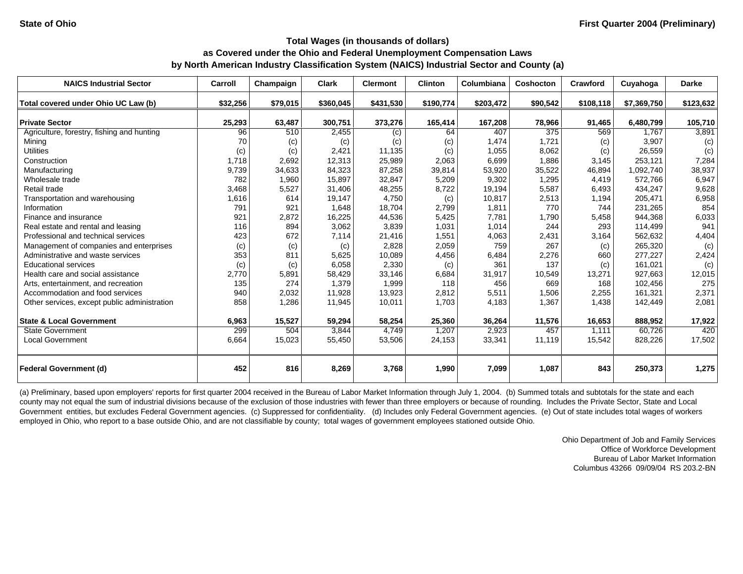State of Ohio | First Quarter 2004 (Preliminary)

# Total Wages (in thousands of dollars)
## as Covered under the Ohio and Federal Unemployment Compensation Laws
## by North American Industry Classification System (NAICS) Industrial Sector and County (a)

| NAICS Industrial Sector | Carroll | Champaign | Clark | Clermont | Clinton | Columbiana | Coshocton | Crawford | Cuyahoga | Darke |
|---|---|---|---|---|---|---|---|---|---|---|
| **Total covered under Ohio UC Law (b)** | **$32,256** | **$79,015** | **$360,045** | **$431,530** | **$190,774** | **$203,472** | **$90,542** | **$108,118** | **$7,369,750** | **$123,632** |
| **Private Sector** | **25,293** | **63,487** | **300,751** | **373,276** | **165,414** | **167,208** | **78,966** | **91,465** | **6,480,799** | **105,710** |
| Agriculture, forestry, fishing and hunting | 96 | 510 | 2,455 | (c) | 64 | 407 | 375 | 569 | 1,767 | 3,891 |
| Mining | 70 | (c) | (c) | (c) | (c) | 1,474 | 1,721 | (c) | 3,907 | (c) |
| Utilities | (c) | (c) | 2,421 | 11,135 | (c) | 1,055 | 8,062 | (c) | 26,559 | (c) |
| Construction | 1,718 | 2,692 | 12,313 | 25,989 | 2,063 | 6,699 | 1,886 | 3,145 | 253,121 | 7,284 |
| Manufacturing | 9,739 | 34,633 | 84,323 | 87,258 | 39,814 | 53,920 | 35,522 | 46,894 | 1,092,740 | 38,937 |
| Wholesale trade | 782 | 1,960 | 15,897 | 32,847 | 5,209 | 9,302 | 1,295 | 4,419 | 572,766 | 6,947 |
| Retail trade | 3,468 | 5,527 | 31,406 | 48,255 | 8,722 | 19,194 | 5,587 | 6,493 | 434,247 | 9,628 |
| Transportation and warehousing | 1,616 | 614 | 19,147 | 4,750 | (c) | 10,817 | 2,513 | 1,194 | 205,471 | 6,958 |
| Information | 791 | 921 | 1,648 | 18,704 | 2,799 | 1,811 | 770 | 744 | 231,265 | 854 |
| Finance and insurance | 921 | 2,872 | 16,225 | 44,536 | 5,425 | 7,781 | 1,790 | 5,458 | 944,368 | 6,033 |
| Real estate and rental and leasing | 116 | 894 | 3,062 | 3,839 | 1,031 | 1,014 | 244 | 293 | 114,499 | 941 |
| Professional and technical services | 423 | 672 | 7,114 | 21,416 | 1,551 | 4,063 | 2,431 | 3,164 | 562,632 | 4,404 |
| Management of companies and enterprises | (c) | (c) | (c) | 2,828 | 2,059 | 759 | 267 | (c) | 265,320 | (c) |
| Administrative and waste services | 353 | 811 | 5,625 | 10,089 | 4,456 | 6,484 | 2,276 | 660 | 277,227 | 2,424 |
| Educational services | (c) | (c) | 6,058 | 2,330 | (c) | 361 | 137 | (c) | 161,021 | (c) |
| Health care and social assistance | 2,770 | 5,891 | 58,429 | 33,146 | 6,684 | 31,917 | 10,549 | 13,271 | 927,663 | 12,015 |
| Arts, entertainment, and recreation | 135 | 274 | 1,379 | 1,999 | 118 | 456 | 669 | 168 | 102,456 | 275 |
| Accommodation and food services | 940 | 2,032 | 11,928 | 13,923 | 2,812 | 5,511 | 1,506 | 2,255 | 161,321 | 2,371 |
| Other services, except public administration | 858 | 1,286 | 11,945 | 10,011 | 1,703 | 4,183 | 1,367 | 1,438 | 142,449 | 2,081 |
| **State & Local Government** | **6,963** | **15,527** | **59,294** | **58,254** | **25,360** | **36,264** | **11,576** | **16,653** | **888,952** | **17,922** |
| State Government | 299 | 504 | 3,844 | 4,749 | 1,207 | 2,923 | 457 | 1,111 | 60,726 | 420 |
| Local Government | 6,664 | 15,023 | 55,450 | 53,506 | 24,153 | 33,341 | 11,119 | 15,542 | 828,226 | 17,502 |
| **Federal Government (d)** | **452** | **816** | **8,269** | **3,768** | **1,990** | **7,099** | **1,087** | **843** | **250,373** | **1,275** |

(a) Preliminary, based upon employers' reports for first quarter 2004 received in the Bureau of Labor Market Information through July 1, 2004. (b) Summed totals and subtotals for the state and each county may not equal the sum of industrial divisions because of the exclusion of those industries with fewer than three employers or because of rounding. Includes the Private Sector, State and Local Government entities, but excludes Federal Government agencies. (c) Suppressed for confidentiality. (d) Includes only Federal Government agencies. (e) Out of state includes total wages of workers employed in Ohio, who report to a base outside Ohio, and are not classifiable by county; total wages of government employees stationed outside Ohio.

Ohio Department of Job and Family Services
Office of Workforce Development
Bureau of Labor Market Information
Columbus 43266 09/09/04 RS 203.2-BN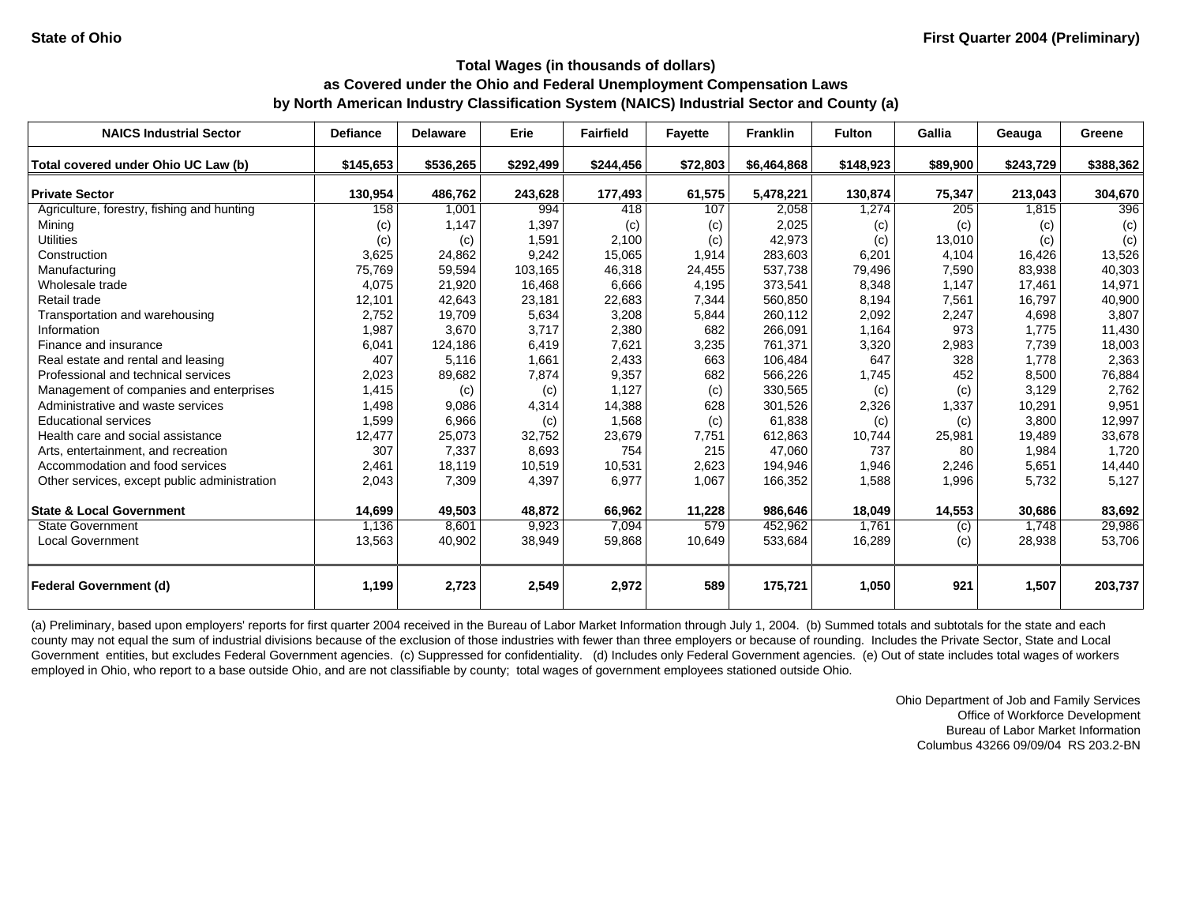State of Ohio

First Quarter 2004 (Preliminary)

### Total Wages (in thousands of dollars)
### as Covered under the Ohio and Federal Unemployment Compensation Laws
### by North American Industry Classification System (NAICS) Industrial Sector and County (a)

| NAICS Industrial Sector | Defiance | Delaware | Erie | Fairfield | Fayette | Franklin | Fulton | Gallia | Geauga | Greene |
|---|---|---|---|---|---|---|---|---|---|---|
| **Total covered under Ohio UC Law (b)** | **$145,653** | **$536,265** | **$292,499** | **$244,456** | **$72,803** | **$6,464,868** | **$148,923** | **$89,900** | **$243,729** | **$388,362** |
| **Private Sector** | **130,954** | **486,762** | **243,628** | **177,493** | **61,575** | **5,478,221** | **130,874** | **75,347** | **213,043** | **304,670** |
| Agriculture, forestry, fishing and hunting | 158 | 1,001 | 994 | 418 | 107 | 2,058 | 1,274 | 205 | 1,815 | 396 |
| Mining | (c) | 1,147 | 1,397 | (c) | (c) | 2,025 | (c) | (c) | (c) | (c) |
| Utilities | (c) | (c) | 1,591 | 2,100 | (c) | 42,973 | (c) | 13,010 | (c) | (c) |
| Construction | 3,625 | 24,862 | 9,242 | 15,065 | 1,914 | 283,603 | 6,201 | 4,104 | 16,426 | 13,526 |
| Manufacturing | 75,769 | 59,594 | 103,165 | 46,318 | 24,455 | 537,738 | 79,496 | 7,590 | 83,938 | 40,303 |
| Wholesale trade | 4,075 | 21,920 | 16,468 | 6,666 | 4,195 | 373,541 | 8,348 | 1,147 | 17,461 | 14,971 |
| Retail trade | 12,101 | 42,643 | 23,181 | 22,683 | 7,344 | 560,850 | 8,194 | 7,561 | 16,797 | 40,900 |
| Transportation and warehousing | 2,752 | 19,709 | 5,634 | 3,208 | 5,844 | 260,112 | 2,092 | 2,247 | 4,698 | 3,807 |
| Information | 1,987 | 3,670 | 3,717 | 2,380 | 682 | 266,091 | 1,164 | 973 | 1,775 | 11,430 |
| Finance and insurance | 6,041 | 124,186 | 6,419 | 7,621 | 3,235 | 761,371 | 3,320 | 2,983 | 7,739 | 18,003 |
| Real estate and rental and leasing | 407 | 5,116 | 1,661 | 2,433 | 663 | 106,484 | 647 | 328 | 1,778 | 2,363 |
| Professional and technical services | 2,023 | 89,682 | 7,874 | 9,357 | 682 | 566,226 | 1,745 | 452 | 8,500 | 76,884 |
| Management of companies and enterprises | 1,415 | (c) | (c) | 1,127 | (c) | 330,565 | (c) | (c) | 3,129 | 2,762 |
| Administrative and waste services | 1,498 | 9,086 | 4,314 | 14,388 | 628 | 301,526 | 2,326 | 1,337 | 10,291 | 9,951 |
| Educational services | 1,599 | 6,966 | (c) | 1,568 | (c) | 61,838 | (c) | (c) | 3,800 | 12,997 |
| Health care and social assistance | 12,477 | 25,073 | 32,752 | 23,679 | 7,751 | 612,863 | 10,744 | 25,981 | 19,489 | 33,678 |
| Arts, entertainment, and recreation | 307 | 7,337 | 8,693 | 754 | 215 | 47,060 | 737 | 80 | 1,984 | 1,720 |
| Accommodation and food services | 2,461 | 18,119 | 10,519 | 10,531 | 2,623 | 194,946 | 1,946 | 2,246 | 5,651 | 14,440 |
| Other services, except public administration | 2,043 | 7,309 | 4,397 | 6,977 | 1,067 | 166,352 | 1,588 | 1,996 | 5,732 | 5,127 |
| **State & Local Government** | **14,699** | **49,503** | **48,872** | **66,962** | **11,228** | **986,646** | **18,049** | **14,553** | **30,686** | **83,692** |
| State Government | 1,136 | 8,601 | 9,923 | 7,094 | 579 | 452,962 | 1,761 | (c) | 1,748 | 29,986 |
| Local Government | 13,563 | 40,902 | 38,949 | 59,868 | 10,649 | 533,684 | 16,289 | (c) | 28,938 | 53,706 |
| **Federal Government (d)** | **1,199** | **2,723** | **2,549** | **2,972** | **589** | **175,721** | **1,050** | **921** | **1,507** | **203,737** |

(a) Preliminary, based upon employers' reports for first quarter 2004 received in the Bureau of Labor Market Information through July 1, 2004. (b) Summed totals and subtotals for the state and each county may not equal the sum of industrial divisions because of the exclusion of those industries with fewer than three employers or because of rounding. Includes the Private Sector, State and Local Government entities, but excludes Federal Government agencies. (c) Suppressed for confidentiality. (d) Includes only Federal Government agencies. (e) Out of state includes total wages of workers employed in Ohio, who report to a base outside Ohio, and are not classifiable by county; total wages of government employees stationed outside Ohio.

Ohio Department of Job and Family Services
Office of Workforce Development
Bureau of Labor Market Information
Columbus 43266 09/09/04 RS 203.2-BN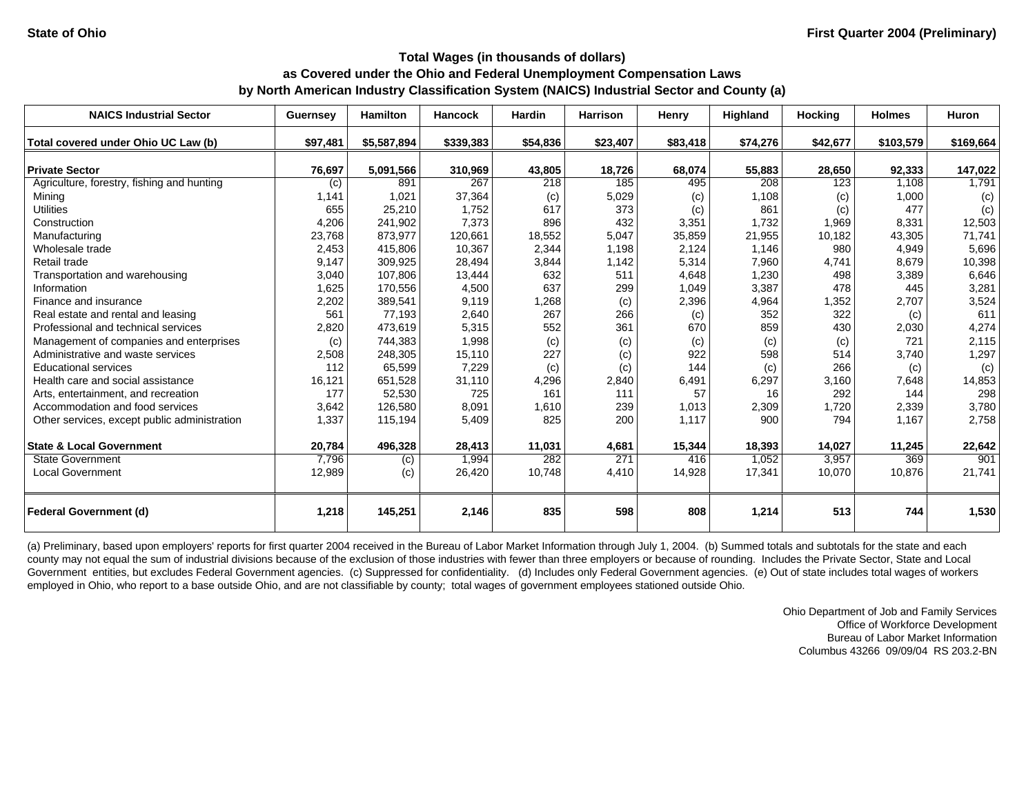State of Ohio

First Quarter 2004 (Preliminary)

## Total Wages (in thousands of dollars)
## as Covered under the Ohio and Federal Unemployment Compensation Laws
## by North American Industry Classification System (NAICS) Industrial Sector and County (a)

| NAICS Industrial Sector | Guernsey | Hamilton | Hancock | Hardin | Harrison | Henry | Highland | Hocking | Holmes | Huron |
|---|---|---|---|---|---|---|---|---|---|---|
| **Total covered under Ohio UC Law (b)** | **$97,481** | **$5,587,894** | **$339,383** | **$54,836** | **$23,407** | **$83,418** | **$74,276** | **$42,677** | **$103,579** | **$169,664** |
| **Private Sector** | **76,697** | **5,091,566** | **310,969** | **43,805** | **18,726** | **68,074** | **55,883** | **28,650** | **92,333** | **147,022** |
| Agriculture, forestry, fishing and hunting | (c) | 891 | 267 | 218 | 185 | 495 | 208 | 123 | 1,108 | 1,791 |
| Mining | 1,141 | 1,021 | 37,364 | (c) | 5,029 | (c) | 1,108 | (c) | 1,000 | (c) |
| Utilities | 655 | 25,210 | 1,752 | 617 | 373 | (c) | 861 | (c) | 477 | (c) |
| Construction | 4,206 | 241,902 | 7,373 | 896 | 432 | 3,351 | 1,732 | 1,969 | 8,331 | 12,503 |
| Manufacturing | 23,768 | 873,977 | 120,661 | 18,552 | 5,047 | 35,859 | 21,955 | 10,182 | 43,305 | 71,741 |
| Wholesale trade | 2,453 | 415,806 | 10,367 | 2,344 | 1,198 | 2,124 | 1,146 | 980 | 4,949 | 5,696 |
| Retail trade | 9,147 | 309,925 | 28,494 | 3,844 | 1,142 | 5,314 | 7,960 | 4,741 | 8,679 | 10,398 |
| Transportation and warehousing | 3,040 | 107,806 | 13,444 | 632 | 511 | 4,648 | 1,230 | 498 | 3,389 | 6,646 |
| Information | 1,625 | 170,556 | 4,500 | 637 | 299 | 1,049 | 3,387 | 478 | 445 | 3,281 |
| Finance and insurance | 2,202 | 389,541 | 9,119 | 1,268 | (c) | 2,396 | 4,964 | 1,352 | 2,707 | 3,524 |
| Real estate and rental and leasing | 561 | 77,193 | 2,640 | 267 | 266 | (c) | 352 | 322 | (c) | 611 |
| Professional and technical services | 2,820 | 473,619 | 5,315 | 552 | 361 | 670 | 859 | 430 | 2,030 | 4,274 |
| Management of companies and enterprises | (c) | 744,383 | 1,998 | (c) | (c) | (c) | (c) | (c) | 721 | 2,115 |
| Administrative and waste services | 2,508 | 248,305 | 15,110 | 227 | (c) | 922 | 598 | 514 | 3,740 | 1,297 |
| Educational services | 112 | 65,599 | 7,229 | (c) | (c) | 144 | (c) | 266 | (c) | (c) |
| Health care and social assistance | 16,121 | 651,528 | 31,110 | 4,296 | 2,840 | 6,491 | 6,297 | 3,160 | 7,648 | 14,853 |
| Arts, entertainment, and recreation | 177 | 52,530 | 725 | 161 | 111 | 57 | 16 | 292 | 144 | 298 |
| Accommodation and food services | 3,642 | 126,580 | 8,091 | 1,610 | 239 | 1,013 | 2,309 | 1,720 | 2,339 | 3,780 |
| Other services, except public administration | 1,337 | 115,194 | 5,409 | 825 | 200 | 1,117 | 900 | 794 | 1,167 | 2,758 |
| **State & Local Government** | **20,784** | **496,328** | **28,413** | **11,031** | **4,681** | **15,344** | **18,393** | **14,027** | **11,245** | **22,642** |
| State Government | 7,796 | (c) | 1,994 | 282 | 271 | 416 | 1,052 | 3,957 | 369 | 901 |
| Local Government | 12,989 | (c) | 26,420 | 10,748 | 4,410 | 14,928 | 17,341 | 10,070 | 10,876 | 21,741 |
| **Federal Government (d)** | **1,218** | **145,251** | **2,146** | **835** | **598** | **808** | **1,214** | **513** | **744** | **1,530** |

(a) Preliminary, based upon employers' reports for first quarter 2004 received in the Bureau of Labor Market Information through July 1, 2004. (b) Summed totals and subtotals for the state and each county may not equal the sum of industrial divisions because of the exclusion of those industries with fewer than three employers or because of rounding. Includes the Private Sector, State and Local Government entities, but excludes Federal Government agencies. (c) Suppressed for confidentiality. (d) Includes only Federal Government agencies. (e) Out of state includes total wages of workers employed in Ohio, who report to a base outside Ohio, and are not classifiable by county; total wages of government employees stationed outside Ohio.

Ohio Department of Job and Family Services
Office of Workforce Development
Bureau of Labor Market Information
Columbus 43266 09/09/04 RS 203.2-BN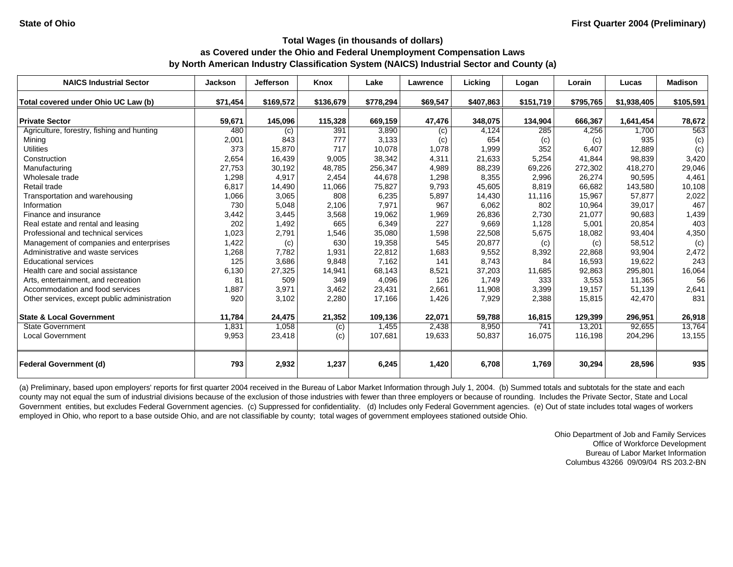State of Ohio

First Quarter 2004 (Preliminary)

**Total Wages (in thousands of dollars)**
**as Covered under the Ohio and Federal Unemployment Compensation Laws**
**by North American Industry Classification System (NAICS) Industrial Sector and County (a)**

| NAICS Industrial Sector | Jackson | Jefferson | Knox | Lake | Lawrence | Licking | Logan | Lorain | Lucas | Madison |
|---|---|---|---|---|---|---|---|---|---|---|
| **Total covered under Ohio UC Law (b)** | **$71,454** | **$169,572** | **$136,679** | **$778,294** | **$69,547** | **$407,863** | **$151,719** | **$795,765** | **$1,938,405** | **$105,591** |
| **Private Sector** | **59,671** | **145,096** | **115,328** | **669,159** | **47,476** | **348,075** | **134,904** | **666,367** | **1,641,454** | **78,672** |
| Agriculture, forestry, fishing and hunting | 480 | (c) | 391 | 3,890 | (c) | 4,124 | 285 | 4,256 | 1,700 | 563 |
| Mining | 2,001 | 843 | 777 | 3,133 | (c) | 654 | (c) | (c) | 935 | (c) |
| Utilities | 373 | 15,870 | 717 | 10,078 | 1,078 | 1,999 | 352 | 6,407 | 12,889 | (c) |
| Construction | 2,654 | 16,439 | 9,005 | 38,342 | 4,311 | 21,633 | 5,254 | 41,844 | 98,839 | 3,420 |
| Manufacturing | 27,753 | 30,192 | 48,785 | 256,347 | 4,989 | 88,239 | 69,226 | 272,302 | 418,270 | 29,046 |
| Wholesale trade | 1,298 | 4,917 | 2,454 | 44,678 | 1,298 | 8,355 | 2,996 | 26,274 | 90,595 | 4,461 |
| Retail trade | 6,817 | 14,490 | 11,066 | 75,827 | 9,793 | 45,605 | 8,819 | 66,682 | 143,580 | 10,108 |
| Transportation and warehousing | 1,066 | 3,065 | 808 | 6,235 | 5,897 | 14,430 | 11,116 | 15,967 | 57,877 | 2,022 |
| Information | 730 | 5,048 | 2,106 | 7,971 | 967 | 6,062 | 802 | 10,964 | 39,017 | 467 |
| Finance and insurance | 3,442 | 3,445 | 3,568 | 19,062 | 1,969 | 26,836 | 2,730 | 21,077 | 90,683 | 1,439 |
| Real estate and rental and leasing | 202 | 1,492 | 665 | 6,349 | 227 | 9,669 | 1,128 | 5,001 | 20,854 | 403 |
| Professional and technical services | 1,023 | 2,791 | 1,546 | 35,080 | 1,598 | 22,508 | 5,675 | 18,082 | 93,404 | 4,350 |
| Management of companies and enterprises | 1,422 | (c) | 630 | 19,358 | 545 | 20,877 | (c) | (c) | 58,512 | (c) |
| Administrative and waste services | 1,268 | 7,782 | 1,931 | 22,812 | 1,683 | 9,552 | 8,392 | 22,868 | 93,904 | 2,472 |
| Educational services | 125 | 3,686 | 9,848 | 7,162 | 141 | 8,743 | 84 | 16,593 | 19,622 | 243 |
| Health care and social assistance | 6,130 | 27,325 | 14,941 | 68,143 | 8,521 | 37,203 | 11,685 | 92,863 | 295,801 | 16,064 |
| Arts, entertainment, and recreation | 81 | 509 | 349 | 4,096 | 126 | 1,749 | 333 | 3,553 | 11,365 | 56 |
| Accommodation and food services | 1,887 | 3,971 | 3,462 | 23,431 | 2,661 | 11,908 | 3,399 | 19,157 | 51,139 | 2,641 |
| Other services, except public administration | 920 | 3,102 | 2,280 | 17,166 | 1,426 | 7,929 | 2,388 | 15,815 | 42,470 | 831 |
| **State & Local Government** | **11,784** | **24,475** | **21,352** | **109,136** | **22,071** | **59,788** | **16,815** | **129,399** | **296,951** | **26,918** |
| State Government | 1,831 | 1,058 | (c) | 1,455 | 2,438 | 8,950 | 741 | 13,201 | 92,655 | 13,764 |
| Local Government | 9,953 | 23,418 | (c) | 107,681 | 19,633 | 50,837 | 16,075 | 116,198 | 204,296 | 13,155 |
| **Federal Government (d)** | **793** | **2,932** | **1,237** | **6,245** | **1,420** | **6,708** | **1,769** | **30,294** | **28,596** | **935** |

(a) Preliminary, based upon employers' reports for first quarter 2004 received in the Bureau of Labor Market Information through July 1, 2004. (b) Summed totals and subtotals for the state and each county may not equal the sum of industrial divisions because of the exclusion of those industries with fewer than three employers or because of rounding. Includes the Private Sector, State and Local Government entities, but excludes Federal Government agencies. (c) Suppressed for confidentiality. (d) Includes only Federal Government agencies. (e) Out of state includes total wages of workers employed in Ohio, who report to a base outside Ohio, and are not classifiable by county; total wages of government employees stationed outside Ohio.

Ohio Department of Job and Family Services
Office of Workforce Development
Bureau of Labor Market Information
Columbus 43266 09/09/04 RS 203.2-BN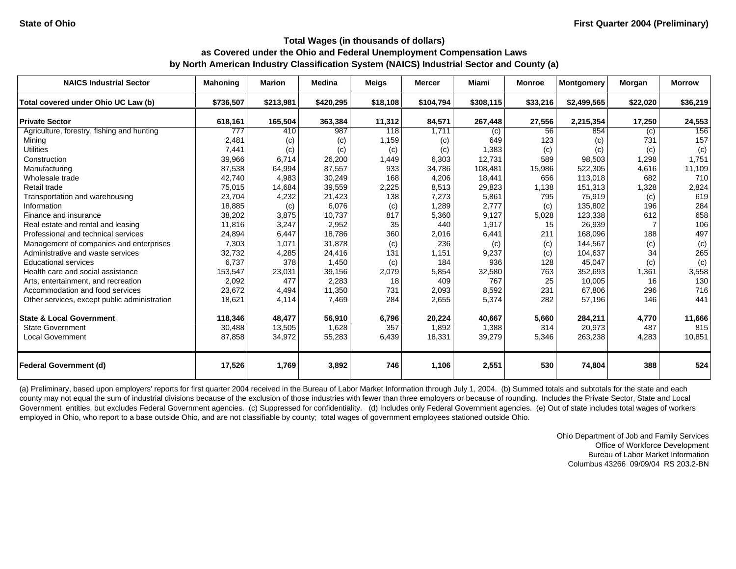State of Ohio — First Quarter 2004 (Preliminary)

## Total Wages (in thousands of dollars) as Covered under the Ohio and Federal Unemployment Compensation Laws by North American Industry Classification System (NAICS) Industrial Sector and County (a)

| NAICS Industrial Sector | Mahoning | Marion | Medina | Meigs | Mercer | Miami | Monroe | Montgomery | Morgan | Morrow |
|---|---|---|---|---|---|---|---|---|---|---|
| **Total covered under Ohio UC Law (b)** | **$736,507** | **$213,981** | **$420,295** | **$18,108** | **$104,794** | **$308,115** | **$33,216** | **$2,499,565** | **$22,020** | **$36,219** |
| **Private Sector** | **618,161** | **165,504** | **363,384** | **11,312** | **84,571** | **267,448** | **27,556** | **2,215,354** | **17,250** | **24,553** |
| Agriculture, forestry, fishing and hunting | 777 | 410 | 987 | 118 | 1,711 | (c) | 56 | 854 | (c) | 156 |
| Mining | 2,481 | (c) | (c) | 1,159 | (c) | 649 | 123 | (c) | 731 | 157 |
| Utilities | 7,441 | (c) | (c) | (c) | (c) | 1,383 | (c) | (c) | (c) | (c) |
| Construction | 39,966 | 6,714 | 26,200 | 1,449 | 6,303 | 12,731 | 589 | 98,503 | 1,298 | 1,751 |
| Manufacturing | 87,538 | 64,994 | 87,557 | 933 | 34,786 | 108,481 | 15,986 | 522,305 | 4,616 | 11,109 |
| Wholesale trade | 42,740 | 4,983 | 30,249 | 168 | 4,206 | 18,441 | 656 | 113,018 | 682 | 710 |
| Retail trade | 75,015 | 14,684 | 39,559 | 2,225 | 8,513 | 29,823 | 1,138 | 151,313 | 1,328 | 2,824 |
| Transportation and warehousing | 23,704 | 4,232 | 21,423 | 138 | 7,273 | 5,861 | 795 | 75,919 | (c) | 619 |
| Information | 18,885 | (c) | 6,076 | (c) | 1,289 | 2,777 | (c) | 135,802 | 196 | 284 |
| Finance and insurance | 38,202 | 3,875 | 10,737 | 817 | 5,360 | 9,127 | 5,028 | 123,338 | 612 | 658 |
| Real estate and rental and leasing | 11,816 | 3,247 | 2,952 | 35 | 440 | 1,917 | 15 | 26,939 | 7 | 106 |
| Professional and technical services | 24,894 | 6,447 | 18,786 | 360 | 2,016 | 6,441 | 211 | 168,096 | 188 | 497 |
| Management of companies and enterprises | 7,303 | 1,071 | 31,878 | (c) | 236 | (c) | (c) | 144,567 | (c) | (c) |
| Administrative and waste services | 32,732 | 4,285 | 24,416 | 131 | 1,151 | 9,237 | (c) | 104,637 | 34 | 265 |
| Educational services | 6,737 | 378 | 1,450 | (c) | 184 | 936 | 128 | 45,047 | (c) | (c) |
| Health care and social assistance | 153,547 | 23,031 | 39,156 | 2,079 | 5,854 | 32,580 | 763 | 352,693 | 1,361 | 3,558 |
| Arts, entertainment, and recreation | 2,092 | 477 | 2,283 | 18 | 409 | 767 | 25 | 10,005 | 16 | 130 |
| Accommodation and food services | 23,672 | 4,494 | 11,350 | 731 | 2,093 | 8,592 | 231 | 67,806 | 296 | 716 |
| Other services, except public administration | 18,621 | 4,114 | 7,469 | 284 | 2,655 | 5,374 | 282 | 57,196 | 146 | 441 |
| **State & Local Government** | **118,346** | **48,477** | **56,910** | **6,796** | **20,224** | **40,667** | **5,660** | **284,211** | **4,770** | **11,666** |
| State Government | 30,488 | 13,505 | 1,628 | 357 | 1,892 | 1,388 | 314 | 20,973 | 487 | 815 |
| Local Government | 87,858 | 34,972 | 55,283 | 6,439 | 18,331 | 39,279 | 5,346 | 263,238 | 4,283 | 10,851 |
| **Federal Government (d)** | **17,526** | **1,769** | **3,892** | **746** | **1,106** | **2,551** | **530** | **74,804** | **388** | **524** |

(a) Preliminary, based upon employers' reports for first quarter 2004 received in the Bureau of Labor Market Information through July 1, 2004. (b) Summed totals and subtotals for the state and each county may not equal the sum of industrial divisions because of the exclusion of those industries with fewer than three employers or because of rounding. Includes the Private Sector, State and Local Government entities, but excludes Federal Government agencies. (c) Suppressed for confidentiality. (d) Includes only Federal Government agencies. (e) Out of state includes total wages of workers employed in Ohio, who report to a base outside Ohio, and are not classifiable by county; total wages of government employees stationed outside Ohio.

Ohio Department of Job and Family Services
Office of Workforce Development
Bureau of Labor Market Information
Columbus 43266 09/09/04 RS 203.2-BN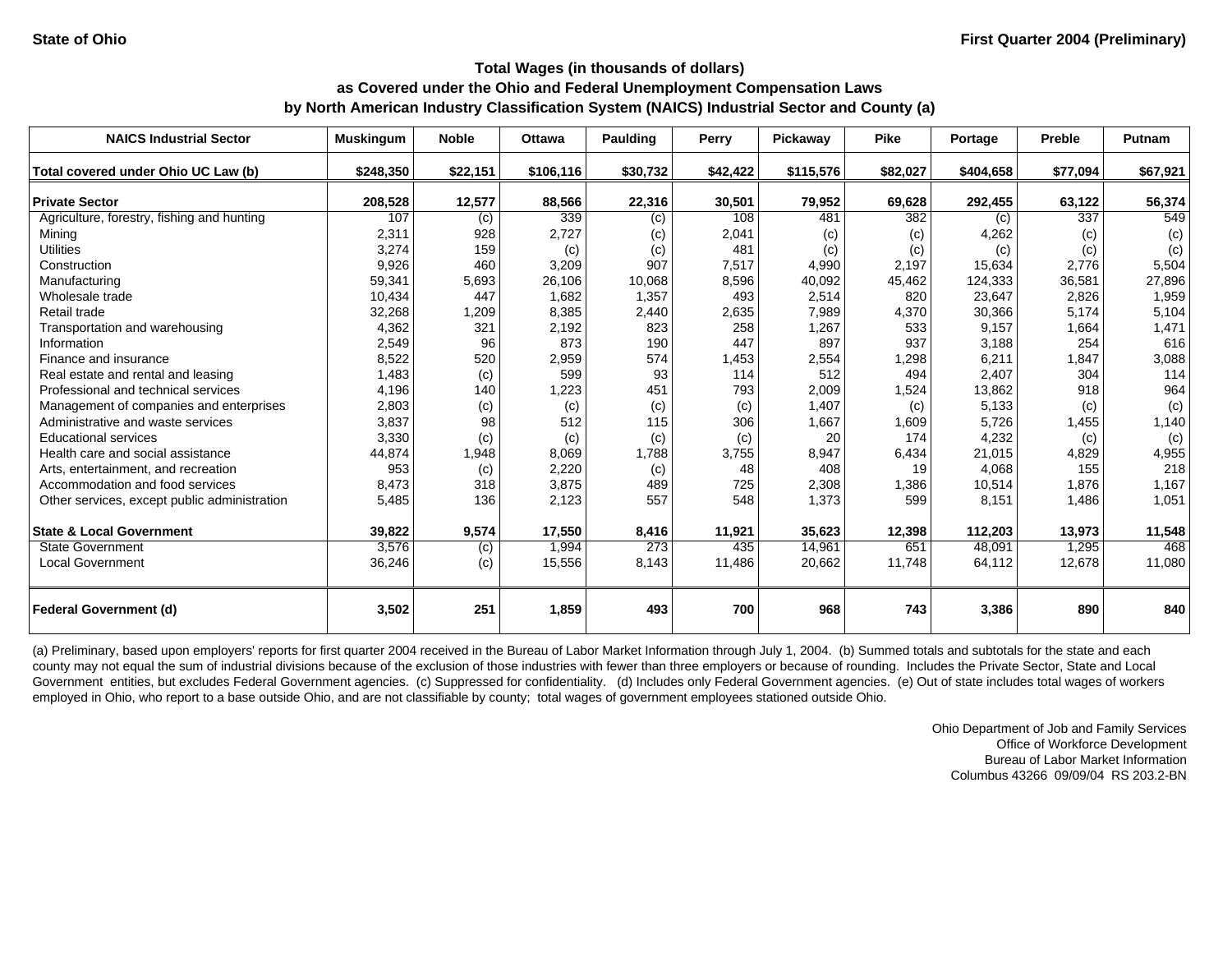State of Ohio

First Quarter 2004 (Preliminary)

## Total Wages (in thousands of dollars)
## as Covered under the Ohio and Federal Unemployment Compensation Laws
## by North American Industry Classification System (NAICS) Industrial Sector and County (a)

| NAICS Industrial Sector | Muskingum | Noble | Ottawa | Paulding | Perry | Pickaway | Pike | Portage | Preble | Putnam |
|---|---|---|---|---|---|---|---|---|---|---|
| **Total covered under Ohio UC Law (b)** | **$248,350** | **$22,151** | **$106,116** | **$30,732** | **$42,422** | **$115,576** | **$82,027** | **$404,658** | **$77,094** | **$67,921** |
| **Private Sector** | **208,528** | **12,577** | **88,566** | **22,316** | **30,501** | **79,952** | **69,628** | **292,455** | **63,122** | **56,374** |
| Agriculture, forestry, fishing and hunting | 107 | (c) | 339 | (c) | 108 | 481 | 382 | (c) | 337 | 549 |
| Mining | 2,311 | 928 | 2,727 | (c) | 2,041 | (c) | (c) | 4,262 | (c) | (c) |
| Utilities | 3,274 | 159 | (c) | (c) | 481 | (c) | (c) | (c) | (c) | (c) |
| Construction | 9,926 | 460 | 3,209 | 907 | 7,517 | 4,990 | 2,197 | 15,634 | 2,776 | 5,504 |
| Manufacturing | 59,341 | 5,693 | 26,106 | 10,068 | 8,596 | 40,092 | 45,462 | 124,333 | 36,581 | 27,896 |
| Wholesale trade | 10,434 | 447 | 1,682 | 1,357 | 493 | 2,514 | 820 | 23,647 | 2,826 | 1,959 |
| Retail trade | 32,268 | 1,209 | 8,385 | 2,440 | 2,635 | 7,989 | 4,370 | 30,366 | 5,174 | 5,104 |
| Transportation and warehousing | 4,362 | 321 | 2,192 | 823 | 258 | 1,267 | 533 | 9,157 | 1,664 | 1,471 |
| Information | 2,549 | 96 | 873 | 190 | 447 | 897 | 937 | 3,188 | 254 | 616 |
| Finance and insurance | 8,522 | 520 | 2,959 | 574 | 1,453 | 2,554 | 1,298 | 6,211 | 1,847 | 3,088 |
| Real estate and rental and leasing | 1,483 | (c) | 599 | 93 | 114 | 512 | 494 | 2,407 | 304 | 114 |
| Professional and technical services | 4,196 | 140 | 1,223 | 451 | 793 | 2,009 | 1,524 | 13,862 | 918 | 964 |
| Management of companies and enterprises | 2,803 | (c) | (c) | (c) | (c) | 1,407 | (c) | 5,133 | (c) | (c) |
| Administrative and waste services | 3,837 | 98 | 512 | 115 | 306 | 1,667 | 1,609 | 5,726 | 1,455 | 1,140 |
| Educational services | 3,330 | (c) | (c) | (c) | (c) | 20 | 174 | 4,232 | (c) | (c) |
| Health care and social assistance | 44,874 | 1,948 | 8,069 | 1,788 | 3,755 | 8,947 | 6,434 | 21,015 | 4,829 | 4,955 |
| Arts, entertainment, and recreation | 953 | (c) | 2,220 | (c) | 48 | 408 | 19 | 4,068 | 155 | 218 |
| Accommodation and food services | 8,473 | 318 | 3,875 | 489 | 725 | 2,308 | 1,386 | 10,514 | 1,876 | 1,167 |
| Other services, except public administration | 5,485 | 136 | 2,123 | 557 | 548 | 1,373 | 599 | 8,151 | 1,486 | 1,051 |
| **State & Local Government** | **39,822** | **9,574** | **17,550** | **8,416** | **11,921** | **35,623** | **12,398** | **112,203** | **13,973** | **11,548** |
| State Government | 3,576 | (c) | 1,994 | 273 | 435 | 14,961 | 651 | 48,091 | 1,295 | 468 |
| Local Government | 36,246 | (c) | 15,556 | 8,143 | 11,486 | 20,662 | 11,748 | 64,112 | 12,678 | 11,080 |
| **Federal Government (d)** | **3,502** | **251** | **1,859** | **493** | **700** | **968** | **743** | **3,386** | **890** | **840** |

(a) Preliminary, based upon employers' reports for first quarter 2004 received in the Bureau of Labor Market Information through July 1, 2004. (b) Summed totals and subtotals for the state and each county may not equal the sum of industrial divisions because of the exclusion of those industries with fewer than three employers or because of rounding. Includes the Private Sector, State and Local Government entities, but excludes Federal Government agencies. (c) Suppressed for confidentiality. (d) Includes only Federal Government agencies. (e) Out of state includes total wages of workers employed in Ohio, who report to a base outside Ohio, and are not classifiable by county; total wages of government employees stationed outside Ohio.

Ohio Department of Job and Family Services
Office of Workforce Development
Bureau of Labor Market Information
Columbus 43266 09/09/04 RS 203.2-BN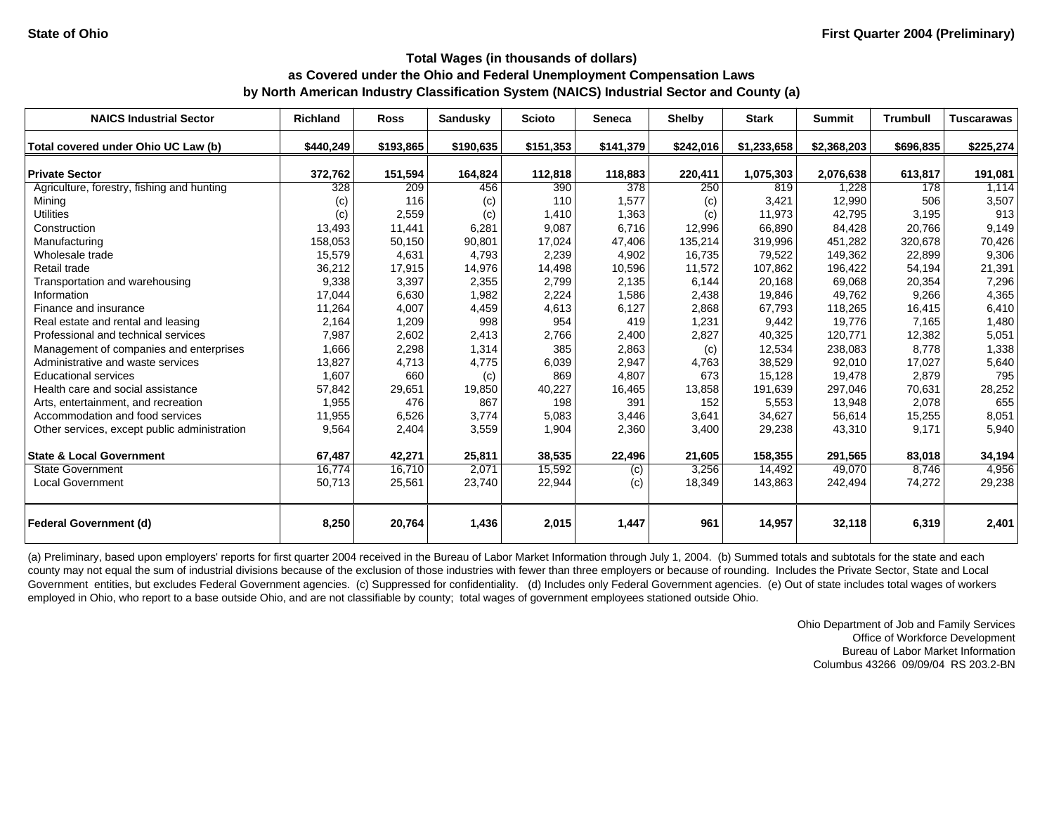State of Ohio

First Quarter 2004 (Preliminary)

## Total Wages (in thousands of dollars)
## as Covered under the Ohio and Federal Unemployment Compensation Laws
## by North American Industry Classification System (NAICS) Industrial Sector and County (a)

| NAICS Industrial Sector | Richland | Ross | Sandusky | Scioto | Seneca | Shelby | Stark | Summit | Trumbull | Tuscarawas |
|---|---|---|---|---|---|---|---|---|---|---|
| **Total covered under Ohio UC Law (b)** | **$440,249** | **$193,865** | **$190,635** | **$151,353** | **$141,379** | **$242,016** | **$1,233,658** | **$2,368,203** | **$696,835** | **$225,274** |
| **Private Sector** | **372,762** | **151,594** | **164,824** | **112,818** | **118,883** | **220,411** | **1,075,303** | **2,076,638** | **613,817** | **191,081** |
| Agriculture, forestry, fishing and hunting | 328 | 209 | 456 | 390 | 378 | 250 | 819 | 1,228 | 178 | 1,114 |
| Mining | (c) | 116 | (c) | 110 | 1,577 | (c) | 3,421 | 12,990 | 506 | 3,507 |
| Utilities | (c) | 2,559 | (c) | 1,410 | 1,363 | (c) | 11,973 | 42,795 | 3,195 | 913 |
| Construction | 13,493 | 11,441 | 6,281 | 9,087 | 6,716 | 12,996 | 66,890 | 84,428 | 20,766 | 9,149 |
| Manufacturing | 158,053 | 50,150 | 90,801 | 17,024 | 47,406 | 135,214 | 319,996 | 451,282 | 320,678 | 70,426 |
| Wholesale trade | 15,579 | 4,631 | 4,793 | 2,239 | 4,902 | 16,735 | 79,522 | 149,362 | 22,899 | 9,306 |
| Retail trade | 36,212 | 17,915 | 14,976 | 14,498 | 10,596 | 11,572 | 107,862 | 196,422 | 54,194 | 21,391 |
| Transportation and warehousing | 9,338 | 3,397 | 2,355 | 2,799 | 2,135 | 6,144 | 20,168 | 69,068 | 20,354 | 7,296 |
| Information | 17,044 | 6,630 | 1,982 | 2,224 | 1,586 | 2,438 | 19,846 | 49,762 | 9,266 | 4,365 |
| Finance and insurance | 11,264 | 4,007 | 4,459 | 4,613 | 6,127 | 2,868 | 67,793 | 118,265 | 16,415 | 6,410 |
| Real estate and rental and leasing | 2,164 | 1,209 | 998 | 954 | 419 | 1,231 | 9,442 | 19,776 | 7,165 | 1,480 |
| Professional and technical services | 7,987 | 2,602 | 2,413 | 2,766 | 2,400 | 2,827 | 40,325 | 120,771 | 12,382 | 5,051 |
| Management of companies and enterprises | 1,666 | 2,298 | 1,314 | 385 | 2,863 | (c) | 12,534 | 238,083 | 8,778 | 1,338 |
| Administrative and waste services | 13,827 | 4,713 | 4,775 | 6,039 | 2,947 | 4,763 | 38,529 | 92,010 | 17,027 | 5,640 |
| Educational services | 1,607 | 660 | (c) | 869 | 4,807 | 673 | 15,128 | 19,478 | 2,879 | 795 |
| Health care and social assistance | 57,842 | 29,651 | 19,850 | 40,227 | 16,465 | 13,858 | 191,639 | 297,046 | 70,631 | 28,252 |
| Arts, entertainment, and recreation | 1,955 | 476 | 867 | 198 | 391 | 152 | 5,553 | 13,948 | 2,078 | 655 |
| Accommodation and food services | 11,955 | 6,526 | 3,774 | 5,083 | 3,446 | 3,641 | 34,627 | 56,614 | 15,255 | 8,051 |
| Other services, except public administration | 9,564 | 2,404 | 3,559 | 1,904 | 2,360 | 3,400 | 29,238 | 43,310 | 9,171 | 5,940 |
| **State & Local Government** | **67,487** | **42,271** | **25,811** | **38,535** | **22,496** | **21,605** | **158,355** | **291,565** | **83,018** | **34,194** |
| State Government | 16,774 | 16,710 | 2,071 | 15,592 | (c) | 3,256 | 14,492 | 49,070 | 8,746 | 4,956 |
| Local Government | 50,713 | 25,561 | 23,740 | 22,944 | (c) | 18,349 | 143,863 | 242,494 | 74,272 | 29,238 |
| **Federal Government (d)** | **8,250** | **20,764** | **1,436** | **2,015** | **1,447** | **961** | **14,957** | **32,118** | **6,319** | **2,401** |

(a) Preliminary, based upon employers' reports for first quarter 2004 received in the Bureau of Labor Market Information through July 1, 2004. (b) Summed totals and subtotals for the state and each county may not equal the sum of industrial divisions because of the exclusion of those industries with fewer than three employers or because of rounding. Includes the Private Sector, State and Local Government entities, but excludes Federal Government agencies. (c) Suppressed for confidentiality. (d) Includes only Federal Government agencies. (e) Out of state includes total wages of workers employed in Ohio, who report to a base outside Ohio, and are not classifiable by county; total wages of government employees stationed outside Ohio.

Ohio Department of Job and Family Services
Office of Workforce Development
Bureau of Labor Market Information
Columbus 43266 09/09/04 RS 203.2-BN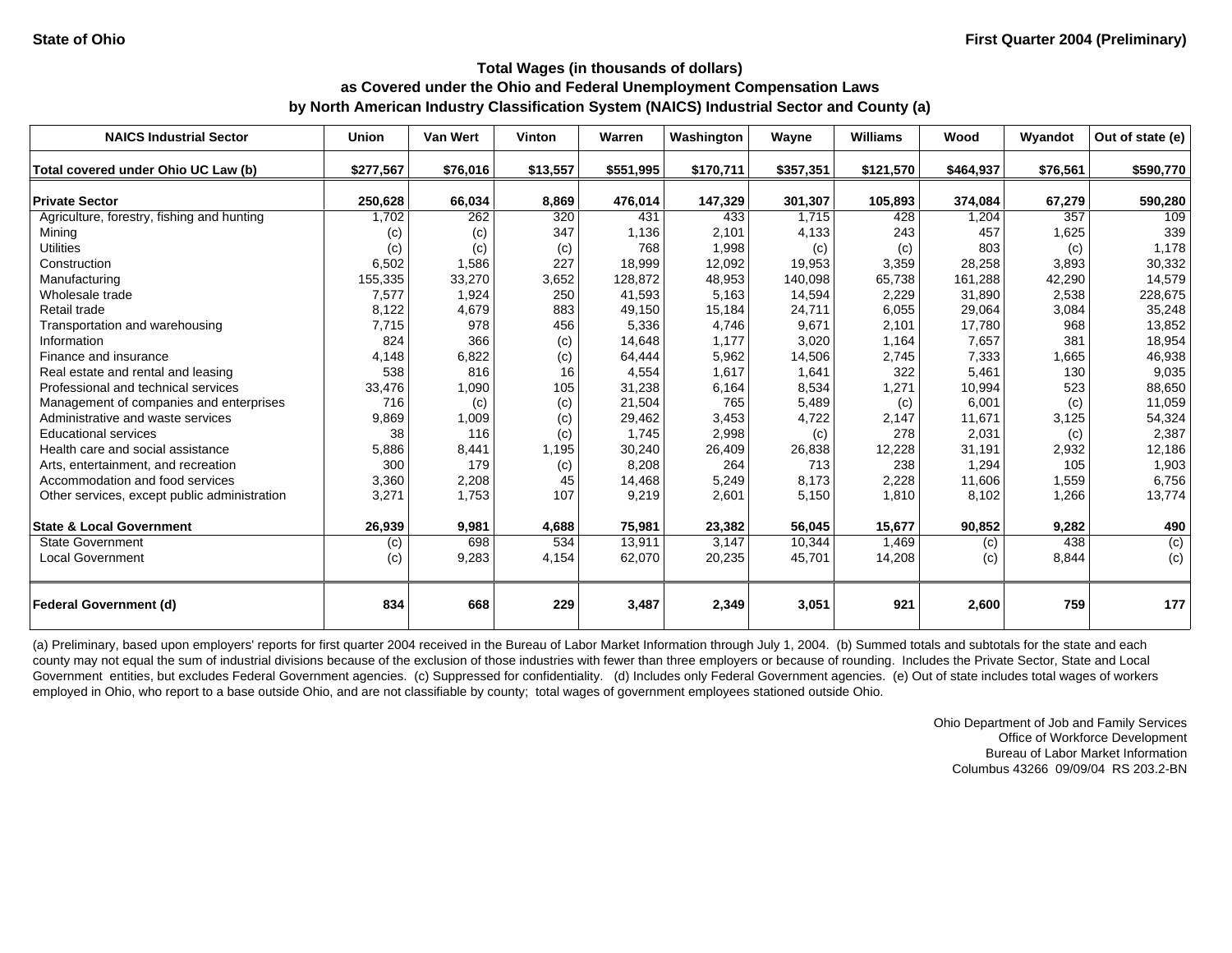State of Ohio

First Quarter 2004 (Preliminary)

## Total Wages (in thousands of dollars)
## as Covered under the Ohio and Federal Unemployment Compensation Laws
## by North American Industry Classification System (NAICS) Industrial Sector and County (a)

| NAICS Industrial Sector | Union | Van Wert | Vinton | Warren | Washington | Wayne | Williams | Wood | Wyandot | Out of state (e) |
|---|---|---|---|---|---|---|---|---|---|---|
| **Total covered under Ohio UC Law (b)** | **$277,567** | **$76,016** | **$13,557** | **$551,995** | **$170,711** | **$357,351** | **$121,570** | **$464,937** | **$76,561** | **$590,770** |
| **Private Sector** | **250,628** | **66,034** | **8,869** | **476,014** | **147,329** | **301,307** | **105,893** | **374,084** | **67,279** | **590,280** |
| Agriculture, forestry, fishing and hunting | 1,702 | 262 | 320 | 431 | 433 | 1,715 | 428 | 1,204 | 357 | 109 |
| Mining | (c) | (c) | 347 | 1,136 | 2,101 | 4,133 | 243 | 457 | 1,625 | 339 |
| Utilities | (c) | (c) | (c) | 768 | 1,998 | (c) | (c) | 803 | (c) | 1,178 |
| Construction | 6,502 | 1,586 | 227 | 18,999 | 12,092 | 19,953 | 3,359 | 28,258 | 3,893 | 30,332 |
| Manufacturing | 155,335 | 33,270 | 3,652 | 128,872 | 48,953 | 140,098 | 65,738 | 161,288 | 42,290 | 14,579 |
| Wholesale trade | 7,577 | 1,924 | 250 | 41,593 | 5,163 | 14,594 | 2,229 | 31,890 | 2,538 | 228,675 |
| Retail trade | 8,122 | 4,679 | 883 | 49,150 | 15,184 | 24,711 | 6,055 | 29,064 | 3,084 | 35,248 |
| Transportation and warehousing | 7,715 | 978 | 456 | 5,336 | 4,746 | 9,671 | 2,101 | 17,780 | 968 | 13,852 |
| Information | 824 | 366 | (c) | 14,648 | 1,177 | 3,020 | 1,164 | 7,657 | 381 | 18,954 |
| Finance and insurance | 4,148 | 6,822 | (c) | 64,444 | 5,962 | 14,506 | 2,745 | 7,333 | 1,665 | 46,938 |
| Real estate and rental and leasing | 538 | 816 | 16 | 4,554 | 1,617 | 1,641 | 322 | 5,461 | 130 | 9,035 |
| Professional and technical services | 33,476 | 1,090 | 105 | 31,238 | 6,164 | 8,534 | 1,271 | 10,994 | 523 | 88,650 |
| Management of companies and enterprises | 716 | (c) | (c) | 21,504 | 765 | 5,489 | (c) | 6,001 | (c) | 11,059 |
| Administrative and waste services | 9,869 | 1,009 | (c) | 29,462 | 3,453 | 4,722 | 2,147 | 11,671 | 3,125 | 54,324 |
| Educational services | 38 | 116 | (c) | 1,745 | 2,998 | (c) | 278 | 2,031 | (c) | 2,387 |
| Health care and social assistance | 5,886 | 8,441 | 1,195 | 30,240 | 26,409 | 26,838 | 12,228 | 31,191 | 2,932 | 12,186 |
| Arts, entertainment, and recreation | 300 | 179 | (c) | 8,208 | 264 | 713 | 238 | 1,294 | 105 | 1,903 |
| Accommodation and food services | 3,360 | 2,208 | 45 | 14,468 | 5,249 | 8,173 | 2,228 | 11,606 | 1,559 | 6,756 |
| Other services, except public administration | 3,271 | 1,753 | 107 | 9,219 | 2,601 | 5,150 | 1,810 | 8,102 | 1,266 | 13,774 |
| **State & Local Government** | **26,939** | **9,981** | **4,688** | **75,981** | **23,382** | **56,045** | **15,677** | **90,852** | **9,282** | **490** |
| State Government | (c) | 698 | 534 | 13,911 | 3,147 | 10,344 | 1,469 | (c) | 438 | (c) |
| Local Government | (c) | 9,283 | 4,154 | 62,070 | 20,235 | 45,701 | 14,208 | (c) | 8,844 | (c) |
| **Federal Government (d)** | **834** | **668** | **229** | **3,487** | **2,349** | **3,051** | **921** | **2,600** | **759** | **177** |

(a) Preliminary, based upon employers' reports for first quarter 2004 received in the Bureau of Labor Market Information through July 1, 2004. (b) Summed totals and subtotals for the state and each county may not equal the sum of industrial divisions because of the exclusion of those industries with fewer than three employers or because of rounding. Includes the Private Sector, State and Local Government entities, but excludes Federal Government agencies. (c) Suppressed for confidentiality. (d) Includes only Federal Government agencies. (e) Out of state includes total wages of workers employed in Ohio, who report to a base outside Ohio, and are not classifiable by county; total wages of government employees stationed outside Ohio.

Ohio Department of Job and Family Services
Office of Workforce Development
Bureau of Labor Market Information
Columbus 43266 09/09/04 RS 203.2-BN